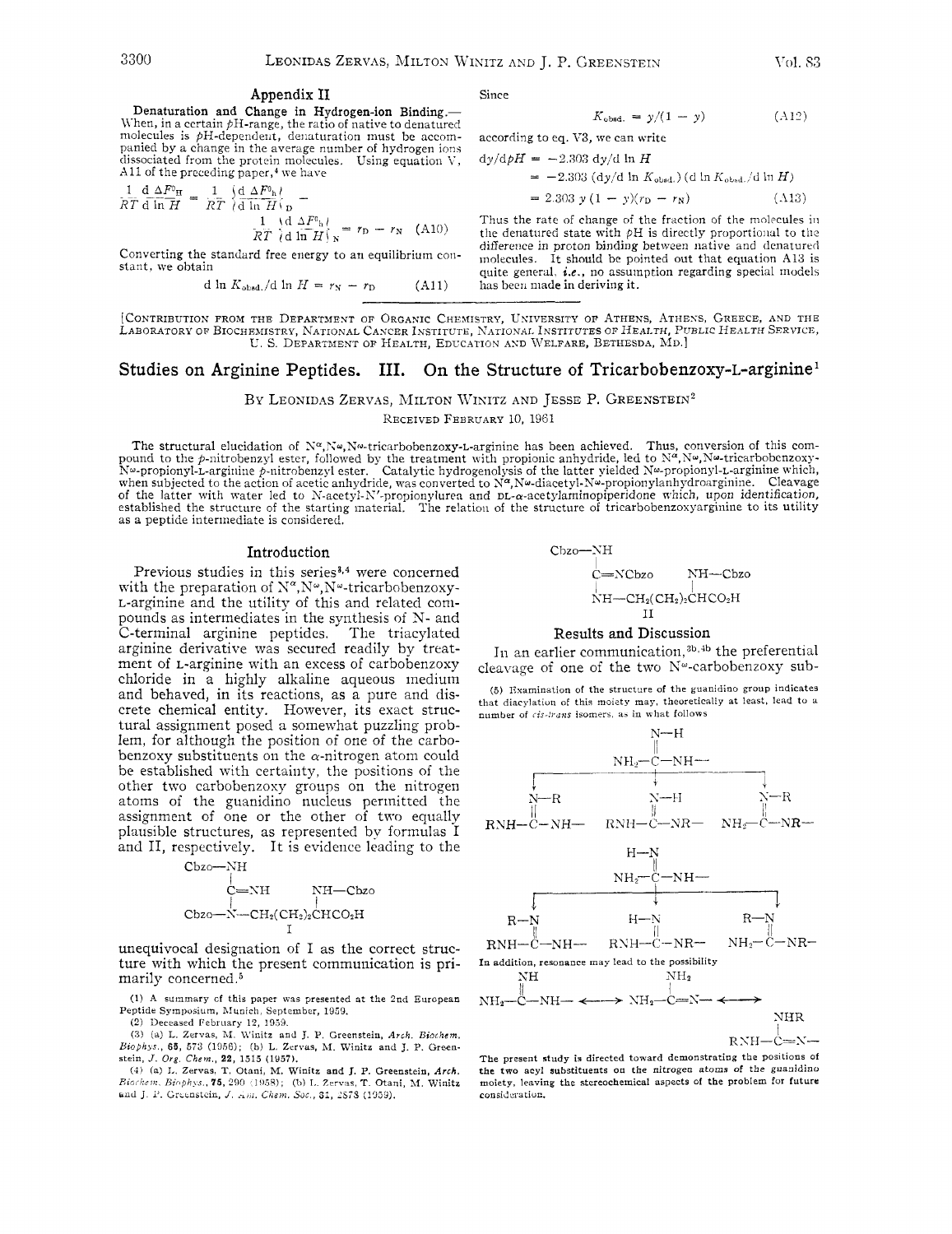### Appendix II

**Denaturation and Change in Hydrogen-ion Binding.**— When, in a certain $pH$-range, the ratio of native to denatured molecules is $pH$-dependent, denaturation must be accompanied by a change in the average number of hydrogen ions dissociated from the protein molecules. Using equation V, A11 of the preceding paper,[4] we have

$$\frac{1}{RT}\frac{d\,\Delta F^0_H}{d\ln H} = \frac{1}{RT}\left(\frac{d\,\Delta F^0_h}{d\ln H}\right)_D - \frac{1}{RT}\left(\frac{d\,\Delta F^0_h}{d\ln H}\right)_N = r_D - r_N \quad (A10)$$

Converting the standard free energy to an equilibrium constant, we obtain

$$d\ln K_{obsd.}/d\ln H = r_N - r_D \quad (A11)$$

Since

$$K_{obsd.} = y/(1-y) \quad (A12)$$

according to eq. V3, we can write

$$\begin{aligned} dy/dpH &= -2.303\, dy/d\ln H \\ &= -2.303\,(dy/d\ln K_{obsd.})\,(d\ln K_{obsd.}/d\ln H) \\ &= 2.303\, y\,(1-y)(r_D - r_N) \quad (A13) \end{aligned}$$

Thus the rate of change of the fraction of the molecules in the denatured state with $pH$ is directly proportional to the difference in proton binding between native and denatured molecules. It should be pointed out that equation A13 is quite general, *i.e.*, no assumption regarding special models has been made in deriving it.

---

[CONTRIBUTION FROM THE DEPARTMENT OF ORGANIC CHEMISTRY, UNIVERSITY OF ATHENS, ATHENS, GREECE, AND THE LABORATORY OF BIOCHEMISTRY, NATIONAL CANCER INSTITUTE, NATIONAL INSTITUTES OF HEALTH, PUBLIC HEALTH SERVICE, U. S. DEPARTMENT OF HEALTH, EDUCATION AND WELFARE, BETHESDA, MD.]

# Studies on Arginine Peptides. III. On the Structure of Tricarbobenzoxy-L-arginine[1]

BY LEONIDAS ZERVAS, MILTON WINITZ AND JESSE P. GREENSTEIN[2]

RECEIVED FEBRUARY 10, 1961

The structural elucidation of $N^{\alpha},N^{\omega},N^{\omega}$-tricarbobenzoxy-L-arginine has been achieved. Thus, conversion of this compound to the $p$-nitrobenzyl ester, followed by the treatment with propionic anhydride, led to $N^{\alpha},N^{\omega},N^{\omega}$-tricarbobenzoxy-$N^{\omega}$-propionyl-L-arginine $p$-nitrobenzyl ester. Catalytic hydrogenolysis of the latter yielded $N^{\omega}$-propionyl-L-arginine which, when subjected to the action of acetic anhydride, was converted to $N^{\alpha},N^{\omega}$-diacetyl-$N^{\omega}$-propionylanhydroarginine. Cleavage of the latter with water led to N-acetyl-N′-propionylurea and DL-α-acetylaminopiperidone which, upon identification, established the structure of the starting material. The relation of the structure of tricarbobenzoxyarginine to its utility as a peptide intermediate is considered.

## Introduction

Previous studies in this series[3,4] were concerned with the preparation of $N^{\alpha},N^{\omega},N^{\omega}$-tricarbobenzoxy-L-arginine and the utility of this and related compounds as intermediates in the synthesis of N- and C-terminal arginine peptides. The triacylated arginine derivative was secured readily by treatment of L-arginine with an excess of carbobenzoxy chloride in a highly alkaline aqueous medium and behaved, in its reactions, as a pure and discrete chemical entity. However, its exact structural assignment posed a somewhat puzzling problem, for although the position of one of the carbobenzoxy substituents on the α-nitrogen atom could be established with certainty, the positions of the other two carbobenzoxy groups on the nitrogen atoms of the guanidino nucleus permitted the assignment of one or the other of two equally plausible structures, as represented by formulas I and II, respectively. It is evidence leading to the unequivocal designation of I as the correct structure with which the present communication is primarily concerned.[5]

```
Cbzo—NH
     |
     C=NH         NH—Cbzo
     |            |
Cbzo—N—CH2(CH2)2CHCO2H
          I
```

```
Cbzo—NH
     |
     C=NCbzo      NH—Cbzo
     |            |
     NH—CH2(CH2)2CHCO2H
          II
```

## Results and Discussion

In an earlier communication,[3b,4b] the preferential cleavage of one of the two $N^{\omega}$-carbobenzoxy sub-

(1) A summary of this paper was presented at the 2nd European Peptide Symposium, Munich, September, 1959.

(2) Deceased February 12, 1959.

(3) (a) L. Zervas, M. Winitz and J. P. Greenstein, *Arch. Biochem. Biophys.*, **65**, 573 (1956); (b) L. Zervas, M. Winitz and J. P. Greenstein, *J. Org. Chem.*, **22**, 1515 (1957).

(4) (a) L. Zervas, T. Otani, M. Winitz and J. P. Greenstein, *Arch. Biochem. Biophys.*, **75**, 290 (1958); (b) L. Zervas, T. Otani, M. Winitz and J. P. Greenstein, *J. Am. Chem. Soc.*, **81**, 2878 (1959).

(5) Examination of the structure of the guanidino group indicates that diacylation of this moiety may, theoretically at least, lead to a number of *cis-trans* isomers, as in what follows

```
              N—H
              ||
        NH2—C—NH—
   ┌──────────┼──────────┐
   N—R        N—H        N—R
   ||         ||         ||
RNH—C—NH—  RNH—C—NR—  NH2—C—NR—

              H—N
              ||
        NH2—C—NH—
   ┌──────────┼──────────┐
 R—N        H—N        R—N
   ||         ||         ||
RNH—C—NH—  RNH—C—NR—  NH2—C—NR—
```

In addition, resonance may lead to the possibility

```
    NH               NH2                NHR
    ||               |                  |
NH2—C—NH— <——> NH2—C=N— <——>  RNH—C=N—
```

The present study is directed toward demonstrating the positions of the two acyl substituents on the nitrogen atoms of the guanidino moiety, leaving the stereochemical aspects of the problem for future consideration.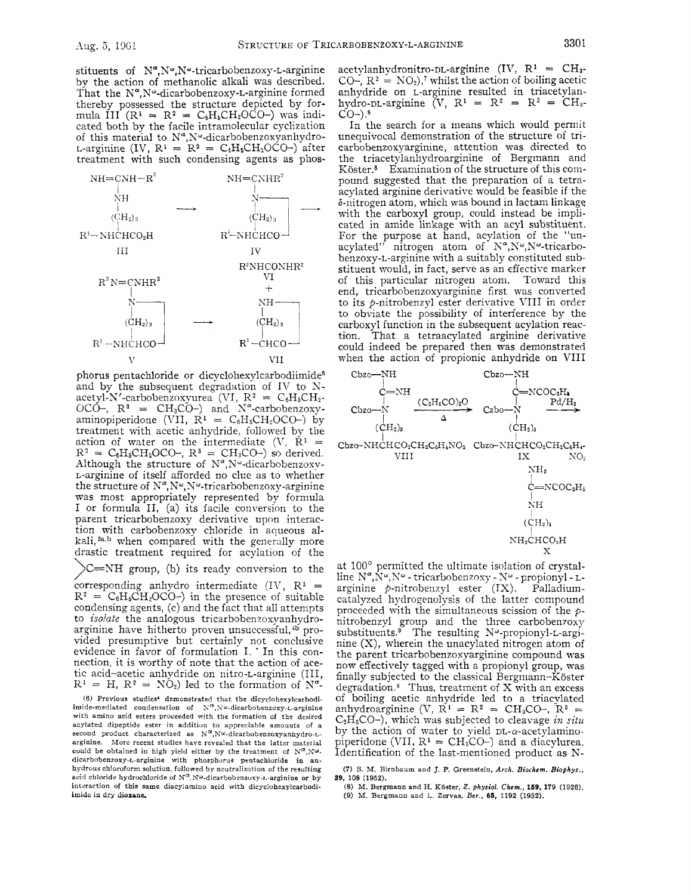stituents of N$^{\alpha}$,N$^{\omega}$,N$^{\omega}$-tricarbobenzoxy-L-arginine by the action of methanolic alkali was described. That the N$^{\alpha}$,N$^{\omega}$-dicarbobenzoxy-L-arginine formed thereby possessed the structure depicted by formula III ($R^1 = R^2 = C_6H_5CH_2OCO$–) was indicated both by the facile intramolecular cyclization of this material to N$^{\alpha}$,N$^{\omega}$-dicarbobenzoxyanhydro-L-arginine (IV, $R^1 = R^2 = C_6H_5CH_2OCO$–) after treatment with such condensing agents as phosphorus pentachloride or dicyclohexylcarbodiimide[6] and by the subsequent degradation of IV to N-acetyl-N'-carbobenzoxyurea (VI, $R^2 = C_6H_5CH_2OCO$–, $R^3 = CH_3CO$–) and N$^{\alpha}$-carbobenzoxyaminopiperidone (VII, $R^1 = C_6H_5CH_2OCO$–) by treatment with acetic anhydride, followed by the action of water on the intermediate (V, $R^1 = R^2 = C_6H_5CH_2OCO$–, $R^3 = CH_3CO$–) so derived. Although the structure of N$^{\alpha}$,N$^{\omega}$-dicarbobenzoxy-L-arginine of itself afforded no clue as to whether the structure of N$^{\alpha}$,N$^{\omega}$,N$^{\omega}$-tricarbobenzoxy-arginine was most appropriately represented by formula I or formula II, (a) its facile conversion to the parent tricarbobenzoxy derivative upon interaction with carbobenzoxy chloride in aqueous alkali,[3a,b] when compared with the generally more drastic treatment required for acylation of the >C=NH group, (b) its ready conversion to the corresponding anhydro intermediate (IV, $R^1 = R^2 = C_6H_5CH_2OCO$–) in the presence of suitable condensing agents, (c) and the fact that all attempts to *isolate* the analogous tricarbobenzoxyanhydroarginine have hitherto proven unsuccessful,[4b] provided presumptive but certainly not conclusive evidence in favor of formulation I. In this connection, it is worthy of note that the action of acetic acid–acetic anhydride on nitro-L-arginine (III, $R^1 = H$, $R^2 = NO_2$) led to the formation of N$^{\alpha}$-acetylanhydronitro-DL-arginine (IV, $R^1 = CH_3CO$–, $R^2 = NO_2$),[7] whilst the action of boiling acetic anhydride on L-arginine resulted in triacetylanhydro-DL-arginine (V, $R^1 = R^2 = R^3 = CH_3CO$–).[8]

In the search for a means which would permit unequivocal demonstration of the structure of tricarbobenzoxyarginine, attention was directed to the triacetylanhydroarginine of Bergmann and Köster.[8] Examination of the structure of this compound suggested that the preparation of a tetraacylated arginine derivative would be feasible if the δ-nitrogen atom, which was bound in lactam linkage with the carboxyl group, could instead be implicated in amide linkage with an acyl substituent. For the purpose at hand, acylation of the "unacylated" nitrogen atom of N$^{\alpha}$,N$^{\omega}$,N$^{\omega}$-tricarbobenzoxy-L-arginine would, in fact, serve as an effective marker of this particular nitrogen atom. Toward this end, tricarbobenzoxyarginine first was converted to its *p*-nitrobenzyl ester derivative VIII in order to obviate the possibility of interference by the carboxyl function in the subsequent acylation reaction. That a tetraacylated arginine derivative could indeed be prepared then was demonstrated when the action of propionic anhydride on VIII at 100° permitted the ultimate isolation of crystalline N$^{\alpha}$,N$^{\omega}$,N$^{\omega}$-tricarbobenzoxy-N$^{\omega}$-propionyl-L-arginine *p*-nitrobenzyl ester (IX). Palladium-catalyzed hydrogenolysis of the latter compound proceeded with the simultaneous scission of the *p*-nitrobenzyl group and the three carbobenzoxy substituents.[9] The resulting N$^{\omega}$-propionyl-L-arginine (X), wherein the unacylated nitrogen atom of the parent tricarbobenzoxyarginine compound was now effectively tagged with a propionyl group, was finally subjected to the classical Bergmann–Köster degradation.[8] Thus, treatment of X with an excess of boiling acetic anhydride led to a triacylated anhydroarginine (V, $R^1 = R^2 = CH_3CO$–, $R^3 = C_2H_5CO$–), which was subjected to cleavage *in situ* by the action of water to yield DL-α-acetylaminopiperidone (VII, $R^1 = CH_3CO$–) and a diacylurea. Identification of the last-mentioned product as N-

(6) Previous studies[4] demonstrated that the dicyclohexylcarbodiimide-mediated condensation of N$^{\alpha}$,N$^{\omega}$-dicarbobenzoxy-L-arginine with amino acid esters proceeded with the formation of the desired acylated dipeptide ester in addition to appreciable amounts of a second product characterized as N$^{\alpha}$,N$^{\omega}$-dicarbobenzoxyanhydro-L-arginine. More recent studies have revealed that the latter material could be obtained in high yield either by the treatment of N$^{\alpha}$,N$^{\omega}$-dicarbobenzoxy-L-arginine with phosphorus pentachloride in anhydrous chloroform solution, followed by neutralization of the resulting acid chloride hydrochloride of N$^{\alpha}$,N$^{\omega}$-dicarbobenzoxy-L-arginine or by interaction of this same diacylamino acid with dicyclohexylcarbodiimide in dry dioxane.

(7) S. M. Birnbaum and J. P. Greenstein, *Arch. Biochem. Biophys.*, **39**, 108 (1952).

(8) M. Bergmann and H. Köster, *Z. physiol. Chem.*, **159**, 179 (1926).

(9) M. Bergmann and L. Zervas, *Ber.*, **65**, 1192 (1932).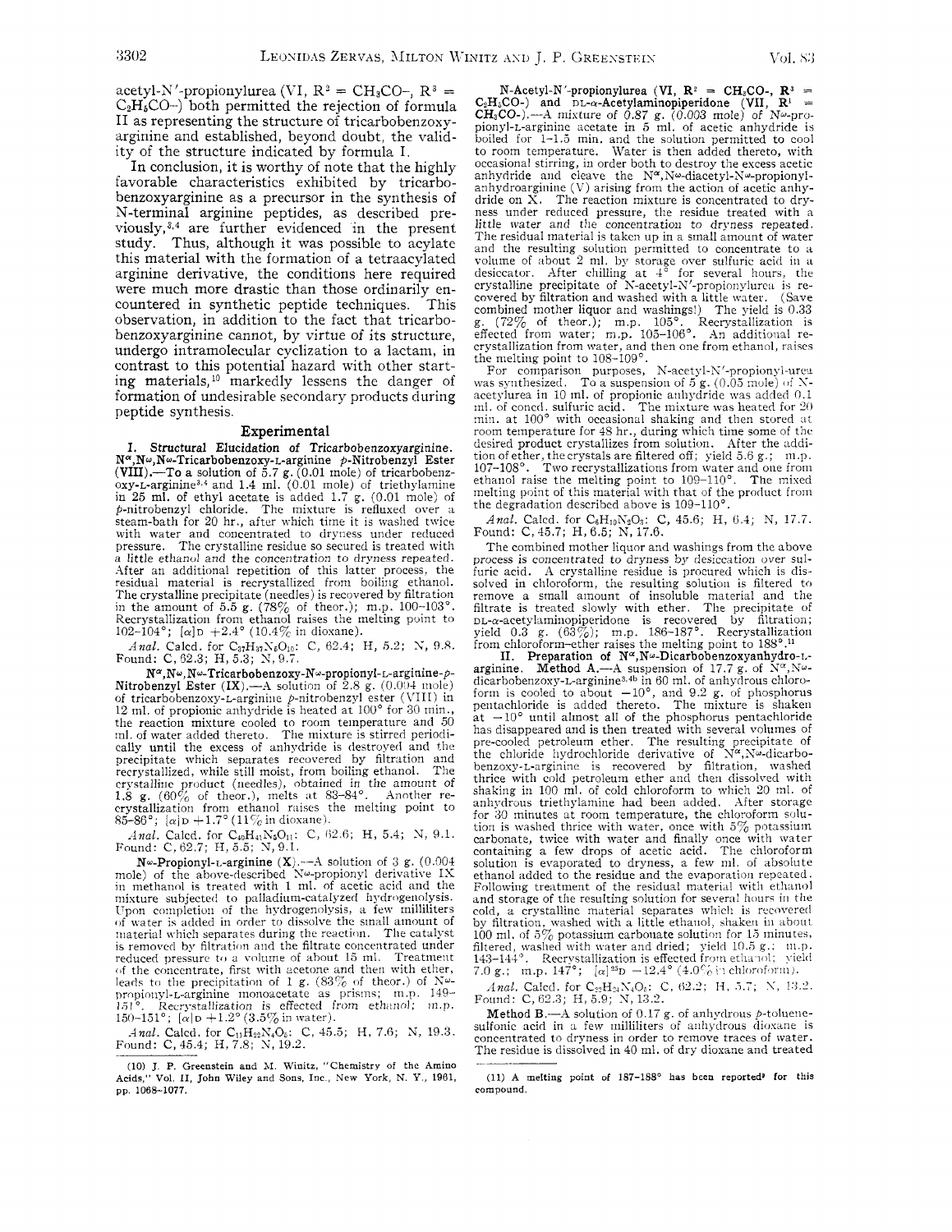acetyl-N′-propionylurea (VI, $R^2$ = $CH_3CO$–, $R^3$ = $C_2H_5CO$–) both permitted the rejection of formula II as representing the structure of tricarbobenzoxyarginine and established, beyond doubt, the validity of the structure indicated by formula I.

In conclusion, it is worthy of note that the highly favorable characteristics exhibited by tricarbobenzoxyarginine as a precursor in the synthesis of N-terminal arginine peptides, as described previously,[3,4] are further evidenced in the present study. Thus, although it was possible to acylate this material with the formation of a tetraacylated arginine derivative, the conditions here required were much more drastic than those ordinarily encountered in synthetic peptide techniques. This observation, in addition to the fact that tricarbobenzoxyarginine cannot, by virtue of its structure, undergo intramolecular cyclization to a lactam, in contrast to this potential hazard with other starting materials,[10] markedly lessens the danger of formation of undesirable secondary products during peptide synthesis.

## Experimental

**I. Structural Elucidation of Tricarbobenzoxyarginine.** **$N^{\alpha}$,$N^{\omega}$,$N^{\omega}$-Tricarbobenzoxy-L-arginine *p*-Nitrobenzyl Ester (VIII).**—To a solution of 5.7 g. (0.01 mole) of tricarbobenzoxy-L-arginine[3,4] and 1.4 ml. (0.01 mole) of triethylamine in 25 ml. of ethyl acetate is added 1.7 g. (0.01 mole) of *p*-nitrobenzyl chloride. The mixture is refluxed over a steam-bath for 20 hr., after which time it is washed twice with water and concentrated to dryness under reduced pressure. The crystalline residue so secured is treated with a little ethanol and the concentration to dryness repeated. After an additional repetition of this latter process, the residual material is recrystallized from boiling ethanol. The crystalline precipitate (needles) is recovered by filtration in the amount of 5.5 g. (78% of theor.); m.p. 100–103°. Recrystallization from ethanol raises the melting point to 102–104°; $[\alpha]_D$ +2.4° (10.4% in dioxane).

*Anal.* Calcd. for $C_{37}H_{37}N_5O_{10}$: C, 62.4; H, 5.2; N, 9.8. Found: C, 62.3; H, 5.3; N, 9.7.

**$N^{\alpha}$,$N^{\omega}$,$N^{\omega}$-Tricarbobenzoxy-$N^{\omega}$-propionyl-L-arginine-*p*-Nitrobenzyl Ester (IX).**—A solution of 2.8 g. (0.004 mole) of tricarbobenzoxy-L-arginine *p*-nitrobenzyl ester (VIII) in 12 ml. of propionic anhydride is heated at 100° for 30 min., the reaction mixture cooled to room temperature and 50 ml. of water added thereto. The mixture is stirred periodically until the excess of anhydride is destroyed and the precipitate which separates recovered by filtration and recrystallized, while still moist, from boiling ethanol. The crystalline product (needles), obtained in the amount of 1.8 g. (60% of theor.), melts at 83–84°. Another recrystallization from ethanol raises the melting point to 85–86°; $[\alpha]_D$ +1.7° (11% in dioxane).

*Anal.* Calcd. for $C_{40}H_{41}N_5O_{11}$: C, 62.6; H, 5.4; N, 9.1. Found: C, 62.7; H, 5.5; N, 9.1.

**$N^{\omega}$-Propionyl-L-arginine (X).**—A solution of 3 g. (0.004 mole) of the above-described $N^{\omega}$-propionyl derivative IX in methanol is treated with 1 ml. of acetic acid and the mixture subjected to palladium-catalyzed hydrogenolysis. Upon completion of the hydrogenolysis, a few milliliters of water is added in order to dissolve the small amount of material which separates during the reaction. The catalyst is removed by filtration and the filtrate concentrated under reduced pressure to a volume of about 15 ml. Treatment of the concentrate, first with acetone and then with ether, leads to the precipitation of 1 g. (83% of theor.) of $N^{\omega}$-propionyl-L-arginine monoacetate as prisms; m.p. 149–151°. Recrystallization is effected from ethanol; m.p. 150–151°; $[\alpha]_D$ +1.2° (3.5% in water).

*Anal.* Calcd. for $C_{11}H_{22}N_4O_5$: C, 45.5; H, 7.6; N, 19.3. Found: C, 45.4; H, 7.8; N, 19.2.

**N-Acetyl-N′-propionylurea (VI, $R^2$ = $CH_3CO$-, $R^3$ = $C_2H_5CO$-) and DL-α-Acetylaminopiperidone (VII, $R^1$ = $CH_3CO$-).**—A mixture of 0.87 g. (0.003 mole) of $N^{\omega}$-propionyl-L-arginine acetate in 5 ml. of acetic anhydride is boiled for 1–1.5 min. and the solution permitted to cool to room temperature. Water is then added thereto, with occasional stirring, in order both to destroy the excess acetic anhydride and cleave the $N^{\alpha}$,$N^{\omega}$-diacetyl-$N^{\omega}$-propionylanhydroarginine (V) arising from the action of acetic anhydride on X. The reaction mixture is concentrated to dryness under reduced pressure, the residue treated with a little water and the concentration to dryness repeated. The residual material is taken up in a small amount of water and the resulting solution permitted to concentrate to a volume of about 2 ml. by storage over sulfuric acid in a desiccator. After chilling at 4° for several hours, the crystalline precipitate of N-acetyl-N′-propionylurea is recovered by filtration and washed with a little water. (Save combined mother liquor and washings!) The yield is 0.33 g. (72% of theor.); m.p. 105°. Recrystallization is effected from water; m.p. 105–106°. An additional recrystallization from water, and then one from ethanol, raises the melting point to 108–109°.

For comparison purposes, N-acetyl-N′-propionyl-urea was synthesized. To a suspension of 5 g. (0.05 mole) of N-acetylurea in 10 ml. of propionic anhydride was added 0.1 ml. of concd. sulfuric acid. The mixture was heated for 20 min. at 100° with occasional shaking and then stored at room temperature for 48 hr., during which time some of the desired product crystallizes from solution. After the addition of ether, the crystals are filtered off; yield 5.6 g.; m.p. 107–108°. Two recrystallizations from water and one from ethanol raise the melting point to 109–110°. The mixed melting point of this material with that of the product from the degradation described above is 109–110°.

*Anal.* Calcd. for $C_6H_{10}N_2O_3$: C, 45.6; H, 6.4; N, 17.7. Found: C, 45.7; H, 6.5; N, 17.6.

The combined mother liquor and washings from the above process is concentrated to dryness by desiccation over sulfuric acid. A crystalline residue is procured which is dissolved in chloroform, the resulting solution is filtered to remove a small amount of insoluble material and the filtrate is treated slowly with ether. The precipitate of DL-α-acetylaminopiperidone is recovered by filtration; yield 0.3 g. (63%); m.p. 186–187°. Recrystallization from chloroform–ether raises the melting point to 188°.[11]

**II. Preparation of $N^{\alpha}$,$N^{\omega}$-Dicarbobenzoxyanhydro-L-arginine.** **Method A.**—A suspension of 17.7 g. of $N^{\alpha}$,$N^{\omega}$-dicarbobenzoxy-L-arginine[3,4b] in 60 ml. of anhydrous chloroform is cooled to about –10°, and 9.2 g. of phosphorus pentachloride is added thereto. The mixture is shaken at –10° until almost all of the phosphorus pentachloride has disappeared and is then treated with several volumes of pre-cooled petroleum ether. The resulting precipitate of the chloride hydrochloride derivative of $N^{\alpha}$,$N^{\omega}$-dicarbobenzoxy-L-arginine is recovered by filtration, washed thrice with cold petroleum ether and then dissolved with shaking in 100 ml. of cold chloroform to which 20 ml. of anhydrous triethylamine had been added. After storage for 30 minutes at room temperature, the chloroform solution is washed thrice with water, once with 5% potassium carbonate, twice with water and finally once with water containing a few drops of acetic acid. The chloroform solution is evaporated to dryness, a few ml. of absolute ethanol added to the residue and the evaporation repeated. Following treatment of the residual material with ethanol and storage of the resulting solution for several hours in the cold, a crystalline material separates which is recovered by filtration, washed with a little ethanol, shaken in about 100 ml. of 5% potassium carbonate solution for 15 minutes, filtered, washed with water and dried; yield 10.5 g.; m.p. 143–144°. Recrystallization is effected from ethanol; yield 7.0 g.; m.p. 147°; $[\alpha]^{25}_D$ –12.4° (4.0% in chloroform).

*Anal.* Calcd. for $C_{22}H_{24}N_4O_5$: C, 62.2; H, 5.7; N, 13.2. Found: C, 62.3; H, 5.9; N, 13.2.

**Method B.**—A solution of 0.17 g. of anhydrous *p*-toluenesulfonic acid in a few milliliters of anhydrous dioxane is concentrated to dryness in order to remove traces of water. The residue is dissolved in 40 ml. of dry dioxane and treated

(10) J. P. Greenstein and M. Winitz, "Chemistry of the Amino Acids," Vol. II, John Wiley and Sons, Inc., New York, N. Y., 1961, pp. 1068–1077.

(11) A melting point of 187–188° has been reported[9] for this compound.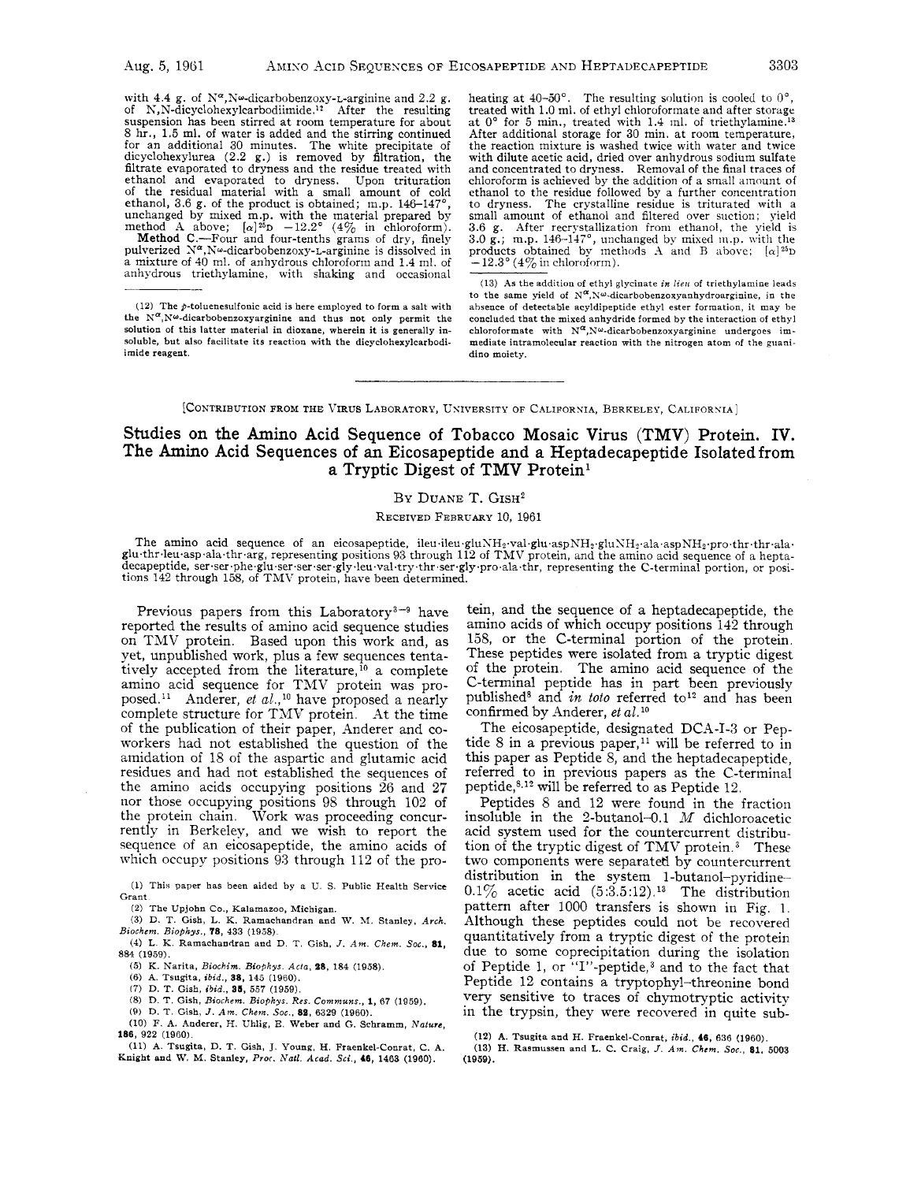with 4.4 g. of $N^{\alpha},N^{\omega}$-dicarbobenzoxy-L-arginine and 2.2 g. of N,N-dicyclohexylcarbodiimide.[12] After the resulting suspension has been stirred at room temperature for about 8 hr., 1.5 ml. of water is added and the stirring continued for an additional 30 minutes. The white precipitate of dicyclohexylurea (2.2 g.) is removed by filtration, the filtrate evaporated to dryness and the residue treated with ethanol and evaporated to dryness. Upon trituration of the residual material with a small amount of cold ethanol, 3.6 g. of the product is obtained; m.p. 146–147°, unchanged by mixed m.p. with the material prepared by method A above; $[\alpha]^{25}D$ −12.2° (4% in chloroform).

**Method C.**—Four and four-tenths grams of dry, finely pulverized $N^{\alpha},N^{\omega}$-dicarbobenzoxy-L-arginine is dissolved in a mixture of 40 ml. of anhydrous chloroform and 1.4 ml. of anhydrous triethylamine, with shaking and occasional heating at 40–50°. The resulting solution is cooled to 0°, treated with 1.0 ml. of ethyl chloroformate and after storage at 0° for 5 min., treated with 1.4 ml. of triethylamine.[13] After additional storage for 30 min. at room temperature, the reaction mixture is washed twice with water and twice with dilute acetic acid, dried over anhydrous sodium sulfate and concentrated to dryness. Removal of the final traces of chloroform is achieved by the addition of a small amount of ethanol to the residue followed by a further concentration to dryness. The crystalline residue is triturated with a small amount of ethanol and filtered over suction; yield 3.6 g. After recrystallization from ethanol, the yield is 3.0 g.; m.p. 146–147°, unchanged by mixed m.p. with the products obtained by methods A and B above; $[\alpha]^{25}D$ −12.3° (4% in chloroform).

(12) The *p*-toluenesulfonic acid is here employed to form a salt with the $N^{\alpha},N^{\omega}$-dicarbobenzoxyarginine and thus not only permit the solution of this latter material in dioxane, wherein it is generally insoluble, but also facilitate its reaction with the dicyclohexylcarbodiimide reagent.

(13) As the addition of ethyl glycinate *in lieu* of triethylamine leads to the same yield of $N^{\alpha},N^{\omega}$-dicarbobenzoxyanhydroarginine, in the absence of detectable acyldipeptide ethyl ester formation, it may be concluded that the mixed anhydride formed by the interaction of ethyl chloroformate with $N^{\alpha},N^{\omega}$-dicarbobenzoxyarginine undergoes immediate intramolecular reaction with the nitrogen atom of the guanidino moiety.

---

[CONTRIBUTION FROM THE VIRUS LABORATORY, UNIVERSITY OF CALIFORNIA, BERKELEY, CALIFORNIA]

# Studies on the Amino Acid Sequence of Tobacco Mosaic Virus (TMV) Protein. IV. The Amino Acid Sequences of an Eicosapeptide and a Heptadecapeptide Isolated from a Tryptic Digest of TMV Protein[1]

By Duane T. Gish[2]

Received February 10, 1961

The amino acid sequence of an eicosapeptide, ileu·ileu·glu$NH_2$·val·glu·asp$NH_2$·glu$NH_2$·ala·asp$NH_2$·pro·thr·thr·ala·glu·thr·leu·asp·ala·thr·arg, representing positions 93 through 112 of TMV protein, and the amino acid sequence of a heptadecapeptide, ser·ser·phe·glu·ser·ser·ser·gly·leu·val·try·thr·ser·gly·pro·ala·thr, representing the C-terminal portion, or positions 142 through 158, of TMV protein, have been determined.

Previous papers from this Laboratory[3–9] have reported the results of amino acid sequence studies on TMV protein. Based upon this work and, as yet, unpublished work, plus a few sequences tentatively accepted from the literature,[10] a complete amino acid sequence for TMV protein was proposed.[11] Anderer, *et al.*,[10] have proposed a nearly complete structure for TMV protein. At the time of the publication of their paper, Anderer and coworkers had not established the question of the amidation of 18 of the aspartic and glutamic acid residues and had not established the sequences of the amino acids occupying positions 26 and 27 nor those occupying positions 98 through 102 of the protein chain. Work was proceeding concurrently in Berkeley, and we wish to report the sequence of an eicosapeptide, the amino acids of which occupy positions 93 through 112 of the protein, and the sequence of a heptadecapeptide, the amino acids of which occupy positions 142 through 158, or the C-terminal portion of the protein. These peptides were isolated from a tryptic digest of the protein. The amino acid sequence of the C-terminal peptide has in part been previously published[8] and *in toto* referred to[12] and has been confirmed by Anderer, *et al.*[10]

The eicosapeptide, designated DCA-I-3 or Peptide 8 in a previous paper,[11] will be referred to in this paper as Peptide 8, and the heptadecapeptide, referred to in previous papers as the C-terminal peptide,[8,12] will be referred to as Peptide 12.

Peptides 8 and 12 were found in the fraction insoluble in the 2-butanol–0.1 *M* dichloroacetic acid system used for the countercurrent distribution of the tryptic digest of TMV protein.[3] These two components were separated by countercurrent distribution in the system 1-butanol–pyridine–0.1% acetic acid (5:3.5:12).[13] The distribution pattern after 1000 transfers is shown in Fig. 1. Although these peptides could not be recovered quantitatively from a tryptic digest of the protein due to some coprecipitation during the isolation of Peptide 1, or "I"-peptide,[3] and to the fact that Peptide 12 contains a tryptophyl–threonine bond very sensitive to traces of chymotryptic activity in the trypsin, they were recovered in quite sub-

(1) This paper has been aided by a U. S. Public Health Service Grant.

(2) The Upjohn Co., Kalamazoo, Michigan.

(3) D. T. Gish, L. K. Ramachandran and W. M. Stanley, *Arch. Biochem. Biophys.*, **78**, 433 (1958).

(4) L. K. Ramachandran and D. T. Gish, *J. Am. Chem. Soc.*, **81**, 884 (1959).

(5) K. Narita, *Biochim. Biophys. Acta*, **28**, 184 (1958).

(6) A. Tsugita, *ibid.*, **38**, 145 (1960).

(7) D. T. Gish, *ibid.*, **35**, 557 (1959).

(8) D. T. Gish, *Biochem. Biophys. Res. Communs.*, **1**, 67 (1959).

(9) D. T. Gish, *J. Am. Chem. Soc.*, **82**, 6329 (1960).

(10) F. A. Anderer, H. Uhlig, E. Weber and G. Schramm, *Nature*, **186**, 922 (1960).

(11) A. Tsugita, D. T. Gish, J. Young, H. Fraenkel-Conrat, C. A. Knight and W. M. Stanley, *Proc. Natl. Acad. Sci.*, **46**, 1463 (1960).

(12) A. Tsugita and H. Fraenkel-Conrat, *ibid.*, **46**, 636 (1960).

(13) H. Rasmussen and L. C. Craig, *J. Am. Chem. Soc.*, **81**, 5003 (1959).